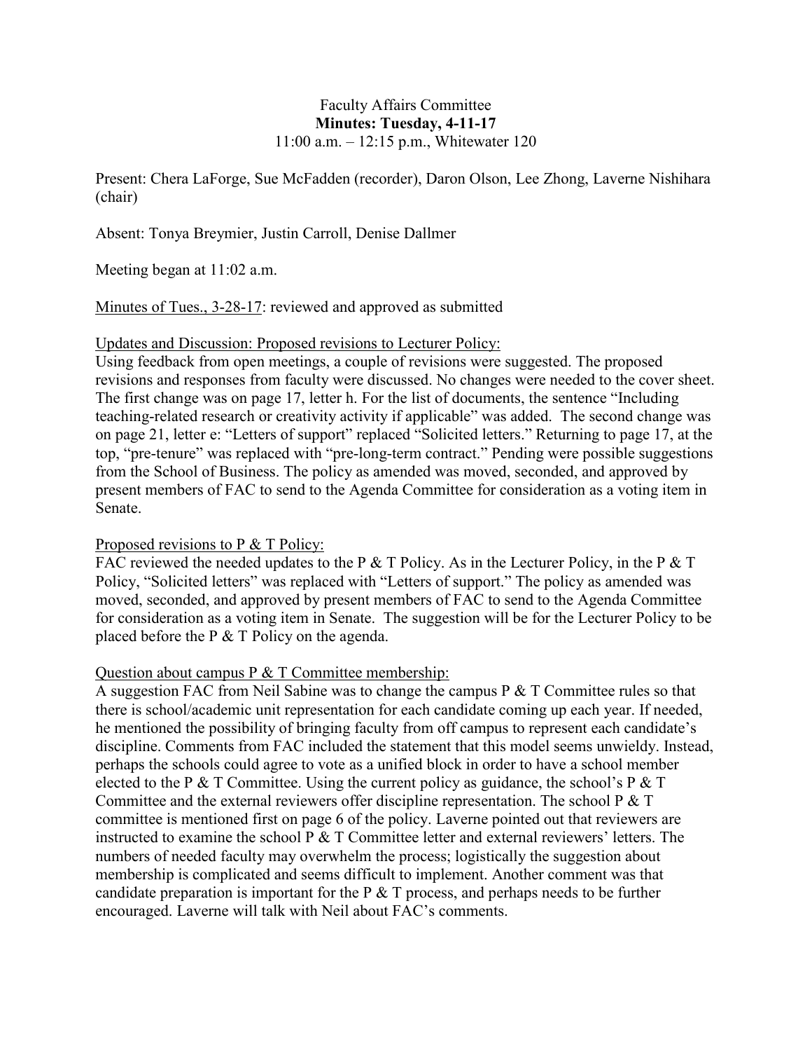Faculty Affairs Committee

**Minutes: Tuesday, 4-11-17**

11:00 a.m. – 12:15 p.m., Whitewater 120

Present: Chera LaForge, Sue McFadden (recorder), Daron Olson, Lee Zhong, Laverne Nishihara (chair)

Absent: Tonya Breymier, Justin Carroll, Denise Dallmer

Meeting began at 11:02 a.m.

Minutes of Tues., 3-28-17: reviewed and approved as submitted

Updates and Discussion: Proposed revisions to Lecturer Policy:

Using feedback from open meetings, a couple of revisions were suggested. The proposed revisions and responses from faculty were discussed. No changes were needed to the cover sheet. The first change was on page 17, letter h. For the list of documents, the sentence "Including teaching-related research or creativity activity if applicable" was added. The second change was on page 21, letter e: "Letters of support" replaced "Solicited letters." Returning to page 17, at the top, "pre-tenure" was replaced with "pre-long-term contract." Pending were possible suggestions from the School of Business. The policy as amended was moved, seconded, and approved by present members of FAC to send to the Agenda Committee for consideration as a voting item in Senate.

Proposed revisions to P & T Policy:

FAC reviewed the needed updates to the P & T Policy. As in the Lecturer Policy, in the P & T Policy, "Solicited letters" was replaced with "Letters of support." The policy as amended was moved, seconded, and approved by present members of FAC to send to the Agenda Committee for consideration as a voting item in Senate. The suggestion will be for the Lecturer Policy to be placed before the P & T Policy on the agenda.

Question about campus P & T Committee membership:

A suggestion FAC from Neil Sabine was to change the campus P & T Committee rules so that there is school/academic unit representation for each candidate coming up each year. If needed, he mentioned the possibility of bringing faculty from off campus to represent each candidate's discipline. Comments from FAC included the statement that this model seems unwieldy. Instead, perhaps the schools could agree to vote as a unified block in order to have a school member elected to the P & T Committee. Using the current policy as guidance, the school's P & T Committee and the external reviewers offer discipline representation. The school P & T committee is mentioned first on page 6 of the policy. Laverne pointed out that reviewers are instructed to examine the school P & T Committee letter and external reviewers' letters. The numbers of needed faculty may overwhelm the process; logistically the suggestion about membership is complicated and seems difficult to implement. Another comment was that candidate preparation is important for the P & T process, and perhaps needs to be further encouraged. Laverne will talk with Neil about FAC's comments.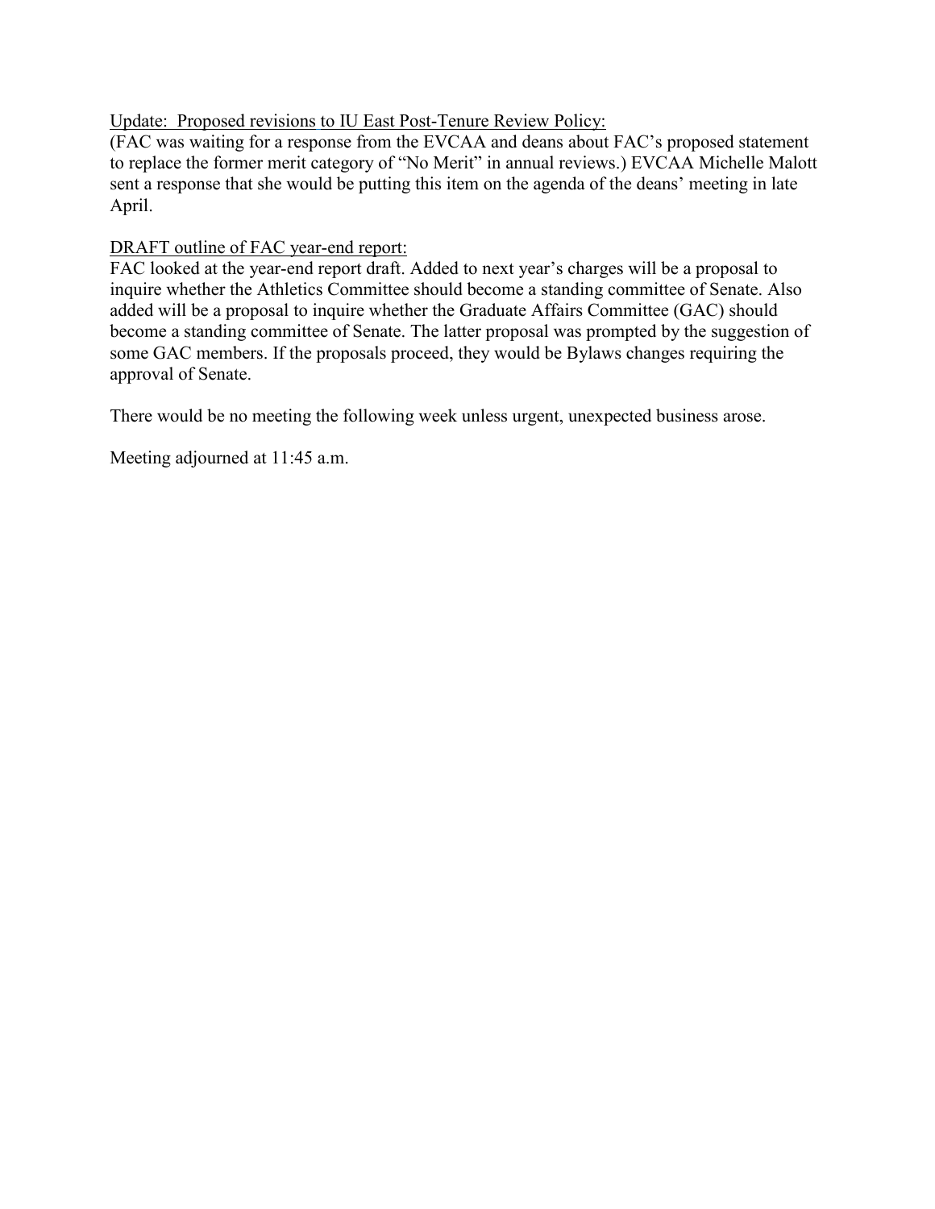Update: Proposed revisions to IU East Post-Tenure Review Policy:

(FAC was waiting for a response from the EVCAA and deans about FAC's proposed statement to replace the former merit category of "No Merit" in annual reviews.) EVCAA Michelle Malott sent a response that she would be putting this item on the agenda of the deans' meeting in late April.

DRAFT outline of FAC year-end report:

FAC looked at the year-end report draft. Added to next year's charges will be a proposal to inquire whether the Athletics Committee should become a standing committee of Senate. Also added will be a proposal to inquire whether the Graduate Affairs Committee (GAC) should become a standing committee of Senate. The latter proposal was prompted by the suggestion of some GAC members. If the proposals proceed, they would be Bylaws changes requiring the approval of Senate.

There would be no meeting the following week unless urgent, unexpected business arose.

Meeting adjourned at 11:45 a.m.